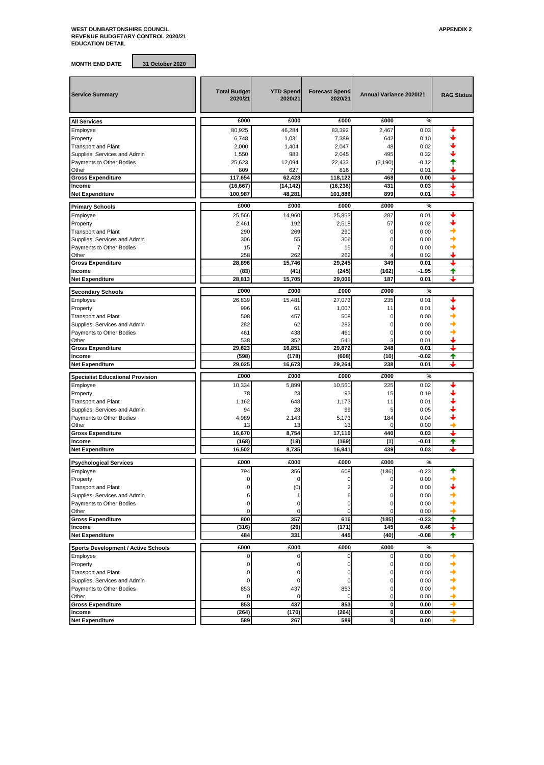**WEST DUNBARTONSHIRE COUNCIL**
**REVENUE BUDGETARY CONTROL 2020/21**
**EDUCATION DETAIL**

**APPENDIX 2**

**MONTH END DATE** **31 October 2020**

| Service Summary | Total Budget 2020/21 | YTD Spend 2020/21 | Forecast Spend 2020/21 | Annual Variance 2020/21 | | RAG Status |
|---|---|---|---|---|---|---|
| **All Services** | £000 | £000 | £000 | £000 | % | |
| Employee | 80,925 | 46,284 | 83,392 | 2,467 | 0.03 | ↓ |
| Property | 6,748 | 1,031 | 7,389 | 642 | 0.10 | ↓ |
| Transport and Plant | 2,000 | 1,404 | 2,047 | 48 | 0.02 | ↓ |
| Supplies, Services and Admin | 1,550 | 983 | 2,045 | 495 | 0.32 | ↓ |
| Payments to Other Bodies | 25,623 | 12,094 | 22,433 | (3,190) | -0.12 | ↑ |
| Other | 809 | 627 | 816 | 7 | 0.01 | ↓ |
| **Gross Expenditure** | **117,654** | **62,423** | **118,122** | **468** | **0.00** | ↓ |
| **Income** | **(16,667)** | **(14,142)** | **(16,236)** | **431** | **0.03** | ↓ |
| **Net Expenditure** | **100,987** | **48,281** | **101,886** | **899** | **0.01** | ↓ |
| **Primary Schools** | £000 | £000 | £000 | £000 | % | |
| Employee | 25,566 | 14,960 | 25,853 | 287 | 0.01 | ↓ |
| Property | 2,461 | 192 | 2,518 | 57 | 0.02 | ↓ |
| Transport and Plant | 290 | 269 | 290 | 0 | 0.00 | → |
| Supplies, Services and Admin | 306 | 55 | 306 | 0 | 0.00 | → |
| Payments to Other Bodies | 15 | 7 | 15 | 0 | 0.00 | → |
| Other | 258 | 262 | 262 | 4 | 0.02 | ↓ |
| **Gross Expenditure** | **28,896** | **15,746** | **29,245** | **349** | **0.01** | ↓ |
| **Income** | **(83)** | **(41)** | **(245)** | **(162)** | **-1.95** | ↑ |
| **Net Expenditure** | **28,813** | **15,705** | **29,000** | **187** | **0.01** | ↓ |
| **Secondary Schools** | £000 | £000 | £000 | £000 | % | |
| Employee | 26,839 | 15,481 | 27,073 | 235 | 0.01 | ↓ |
| Property | 996 | 61 | 1,007 | 11 | 0.01 | ↓ |
| Transport and Plant | 508 | 457 | 508 | 0 | 0.00 | → |
| Supplies, Services and Admin | 282 | 62 | 282 | 0 | 0.00 | → |
| Payments to Other Bodies | 461 | 438 | 461 | 0 | 0.00 | → |
| Other | 538 | 352 | 541 | 3 | 0.01 | ↓ |
| **Gross Expenditure** | **29,623** | **16,851** | **29,872** | **248** | **0.01** | ↓ |
| **Income** | **(598)** | **(178)** | **(608)** | **(10)** | **-0.02** | ↑ |
| **Net Expenditure** | **29,025** | **16,673** | **29,264** | **238** | **0.01** | ↓ |
| **Specialist Educational Provision** | £000 | £000 | £000 | £000 | % | |
| Employee | 10,334 | 5,899 | 10,560 | 225 | 0.02 | ↓ |
| Property | 78 | 23 | 93 | 15 | 0.19 | ↓ |
| Transport and Plant | 1,162 | 648 | 1,173 | 11 | 0.01 | ↓ |
| Supplies, Services and Admin | 94 | 28 | 99 | 5 | 0.05 | ↓ |
| Payments to Other Bodies | 4,989 | 2,143 | 5,173 | 184 | 0.04 | ↓ |
| Other | 13 | 13 | 13 | 0 | 0.00 | → |
| **Gross Expenditure** | **16,670** | **8,754** | **17,110** | **440** | **0.03** | ↓ |
| **Income** | **(168)** | **(19)** | **(169)** | **(1)** | **-0.01** | ↑ |
| **Net Expenditure** | **16,502** | **8,735** | **16,941** | **439** | **0.03** | ↓ |
| **Psychological Services** | £000 | £000 | £000 | £000 | % | |
| Employee | 794 | 356 | 608 | (186) | -0.23 | ↑ |
| Property | 0 | 0 | 0 | 0 | 0.00 | → |
| Transport and Plant | 0 | (0) | 2 | 2 | 0.00 | ↓ |
| Supplies, Services and Admin | 6 | 1 | 6 | 0 | 0.00 | → |
| Payments to Other Bodies | 0 | 0 | 0 | 0 | 0.00 | → |
| Other | 0 | 0 | 0 | 0 | 0.00 | → |
| **Gross Expenditure** | **800** | **357** | **616** | **(185)** | **-0.23** | ↑ |
| **Income** | **(316)** | **(26)** | **(171)** | **145** | **0.46** | ↓ |
| **Net Expenditure** | **484** | **331** | **445** | **(40)** | **-0.08** | ↑ |
| **Sports Development / Active Schools** | £000 | £000 | £000 | £000 | % | |
| Employee | 0 | 0 | 0 | 0 | 0.00 | → |
| Property | 0 | 0 | 0 | 0 | 0.00 | → |
| Transport and Plant | 0 | 0 | 0 | 0 | 0.00 | → |
| Supplies, Services and Admin | 0 | 0 | 0 | 0 | 0.00 | → |
| Payments to Other Bodies | 853 | 437 | 853 | 0 | 0.00 | → |
| Other | 0 | 0 | 0 | 0 | 0.00 | → |
| **Gross Expenditure** | **853** | **437** | **853** | **0** | **0.00** | → |
| **Income** | **(264)** | **(170)** | **(264)** | **0** | **0.00** | → |
| **Net Expenditure** | **589** | **267** | **589** | **0** | **0.00** | → |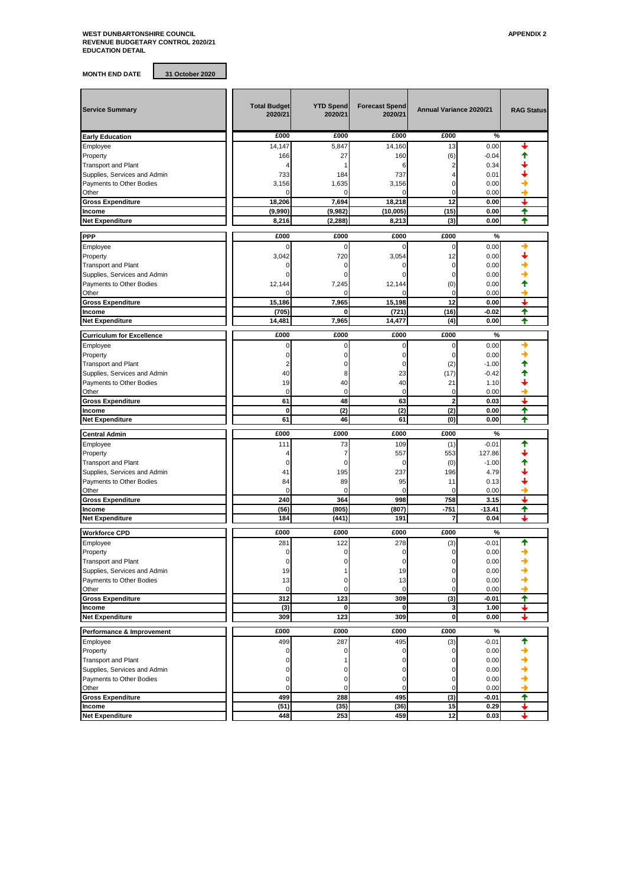**WEST DUNBARTONSHIRE COUNCIL**
**REVENUE BUDGETARY CONTROL 2020/21**
**EDUCATION DETAIL**

**APPENDIX 2**

**MONTH END DATE** | **31 October 2020**

| Service Summary | Total Budget 2020/21 | YTD Spend 2020/21 | Forecast Spend 2020/21 | Annual Variance 2020/21 | | RAG Status |
|---|---|---|---|---|---|---|
| **Early Education** | **£000** | **£000** | **£000** | **£000** | **%** | |
| Employee | 14,147 | 5,847 | 14,160 | 13 | 0.00 | ↓ |
| Property | 166 | 27 | 160 | (6) | -0.04 | ↑ |
| Transport and Plant | 4 | 1 | 6 | 2 | 0.34 | ↓ |
| Supplies, Services and Admin | 733 | 184 | 737 | 4 | 0.01 | ↓ |
| Payments to Other Bodies | 3,156 | 1,635 | 3,156 | 0 | 0.00 | → |
| Other | 0 | 0 | 0 | 0 | 0.00 | → |
| **Gross Expenditure** | **18,206** | **7,694** | **18,218** | **12** | **0.00** | ↓ |
| **Income** | **(9,990)** | **(9,982)** | **(10,005)** | **(15)** | **0.00** | ↑ |
| **Net Expenditure** | **8,216** | **(2,288)** | **8,213** | **(3)** | **0.00** | ↑ |
| **PPP** | **£000** | **£000** | **£000** | **£000** | **%** | |
| Employee | 0 | 0 | 0 | 0 | 0.00 | → |
| Property | 3,042 | 720 | 3,054 | 12 | 0.00 | ↓ |
| Transport and Plant | 0 | 0 | 0 | 0 | 0.00 | → |
| Supplies, Services and Admin | 0 | 0 | 0 | 0 | 0.00 | → |
| Payments to Other Bodies | 12,144 | 7,245 | 12,144 | (0) | 0.00 | ↑ |
| Other | 0 | 0 | 0 | 0 | 0.00 | → |
| **Gross Expenditure** | **15,186** | **7,965** | **15,198** | **12** | **0.00** | ↓ |
| **Income** | **(705)** | **0** | **(721)** | **(16)** | **-0.02** | ↑ |
| **Net Expenditure** | **14,481** | **7,965** | **14,477** | **(4)** | **0.00** | ↑ |
| **Curriculum for Excellence** | **£000** | **£000** | **£000** | **£000** | **%** | |
| Employee | 0 | 0 | 0 | 0 | 0.00 | → |
| Property | 0 | 0 | 0 | 0 | 0.00 | → |
| Transport and Plant | 2 | 0 | 0 | (2) | -1.00 | ↑ |
| Supplies, Services and Admin | 40 | 8 | 23 | (17) | -0.42 | ↑ |
| Payments to Other Bodies | 19 | 40 | 40 | 21 | 1.10 | ↓ |
| Other | 0 | 0 | 0 | 0 | 0.00 | → |
| **Gross Expenditure** | **61** | **48** | **63** | **2** | **0.03** | ↓ |
| **Income** | **0** | **(2)** | **(2)** | **(2)** | **0.00** | ↑ |
| **Net Expenditure** | **61** | **46** | **61** | **(0)** | **0.00** | ↑ |
| **Central Admin** | **£000** | **£000** | **£000** | **£000** | **%** | |
| Employee | 111 | 73 | 109 | (1) | -0.01 | ↑ |
| Property | 4 | 7 | 557 | 553 | 127.86 | ↓ |
| Transport and Plant | 0 | 0 | 0 | (0) | -1.00 | ↑ |
| Supplies, Services and Admin | 41 | 195 | 237 | 196 | 4.79 | ↓ |
| Payments to Other Bodies | 84 | 89 | 95 | 11 | 0.13 | ↓ |
| Other | 0 | 0 | 0 | 0 | 0.00 | → |
| **Gross Expenditure** | **240** | **364** | **998** | **758** | **3.15** | ↓ |
| **Income** | **(56)** | **(805)** | **(807)** | **-751** | **-13.41** | ↑ |
| **Net Expenditure** | **184** | **(441)** | **191** | **7** | **0.04** | ↓ |
| **Workforce CPD** | **£000** | **£000** | **£000** | **£000** | **%** | |
| Employee | 281 | 122 | 278 | (3) | -0.01 | ↑ |
| Property | 0 | 0 | 0 | 0 | 0.00 | → |
| Transport and Plant | 0 | 0 | 0 | 0 | 0.00 | → |
| Supplies, Services and Admin | 19 | 1 | 19 | 0 | 0.00 | → |
| Payments to Other Bodies | 13 | 0 | 13 | 0 | 0.00 | → |
| Other | 0 | 0 | 0 | 0 | 0.00 | → |
| **Gross Expenditure** | **312** | **123** | **309** | **(3)** | **-0.01** | ↑ |
| **Income** | **(3)** | **0** | **0** | **3** | **1.00** | ↓ |
| **Net Expenditure** | **309** | **123** | **309** | **0** | **0.00** | ↓ |
| **Performance & Improvement** | **£000** | **£000** | **£000** | **£000** | **%** | |
| Employee | 499 | 287 | 495 | (3) | -0.01 | ↑ |
| Property | 0 | 0 | 0 | 0 | 0.00 | → |
| Transport and Plant | 0 | 1 | 0 | 0 | 0.00 | → |
| Supplies, Services and Admin | 0 | 0 | 0 | 0 | 0.00 | → |
| Payments to Other Bodies | 0 | 0 | 0 | 0 | 0.00 | → |
| Other | 0 | 0 | 0 | 0 | 0.00 | → |
| **Gross Expenditure** | **499** | **288** | **495** | **(3)** | **-0.01** | ↑ |
| **Income** | **(51)** | **(35)** | **(36)** | **15** | **0.29** | ↓ |
| **Net Expenditure** | **448** | **253** | **459** | **12** | **0.03** | ↓ |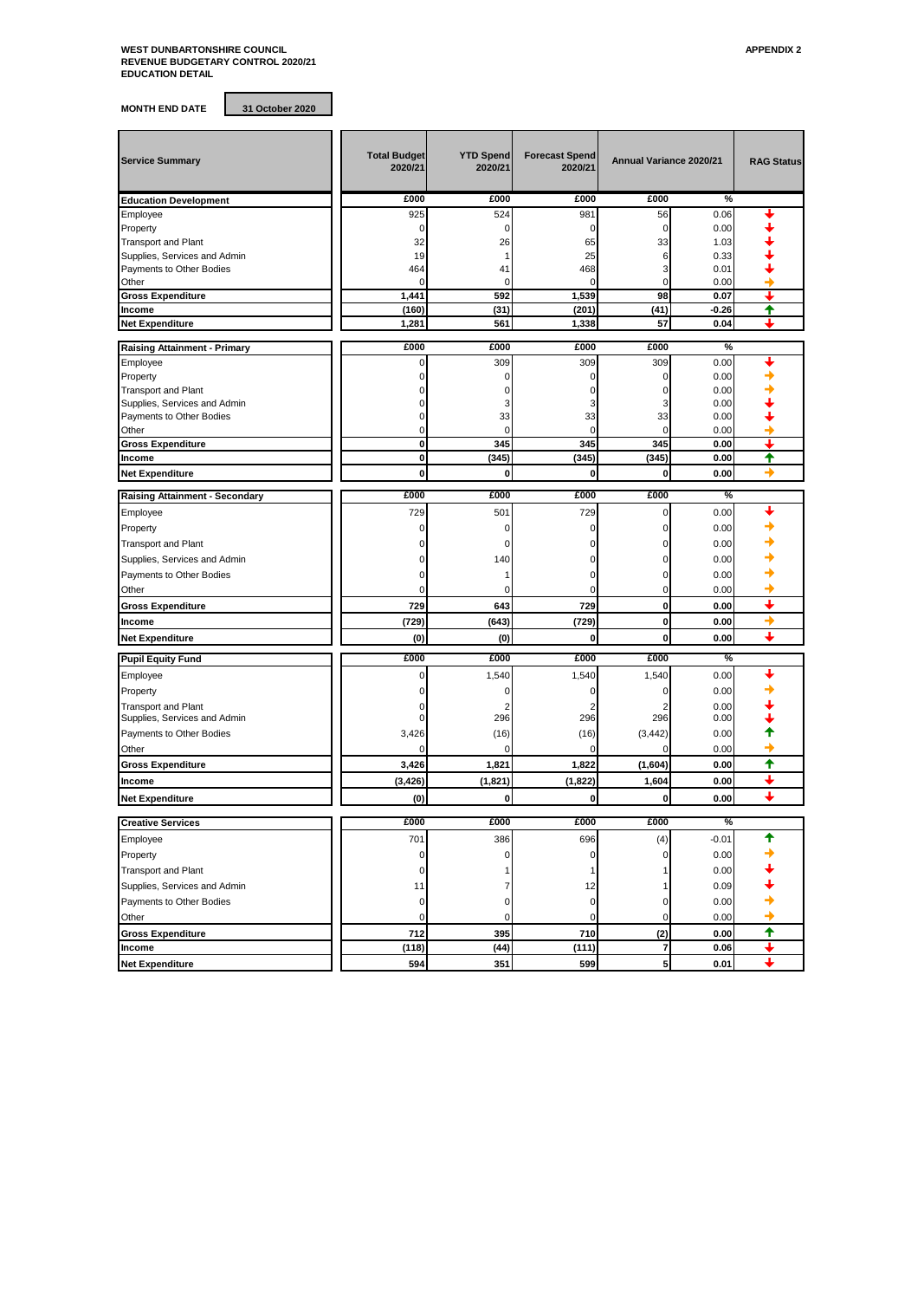**WEST DUNBARTONSHIRE COUNCIL**
**REVENUE BUDGETARY CONTROL 2020/21**
**EDUCATION DETAIL**

**APPENDIX 2**

**MONTH END DATE** **31 October 2020**

| Service Summary | Total Budget 2020/21 | YTD Spend 2020/21 | Forecast Spend 2020/21 | Annual Variance 2020/21 | | RAG Status |
|---|---|---|---|---|---|---|
| **Education Development** | £000 | £000 | £000 | £000 | % | |
| Employee | 925 | 524 | 981 | 56 | 0.06 | ↓ |
| Property | 0 | 0 | 0 | 0 | 0.00 | ↓ |
| Transport and Plant | 32 | 26 | 65 | 33 | 1.03 | ↓ |
| Supplies, Services and Admin | 19 | 1 | 25 | 6 | 0.33 | ↓ |
| Payments to Other Bodies | 464 | 41 | 468 | 3 | 0.01 | ↓ |
| Other | 0 | 0 | 0 | 0 | 0.00 | → |
| **Gross Expenditure** | **1,441** | **592** | **1,539** | **98** | **0.07** | ↓ |
| **Income** | **(160)** | **(31)** | **(201)** | **(41)** | **-0.26** | ↑ |
| **Net Expenditure** | **1,281** | **561** | **1,338** | **57** | **0.04** | ↓ |
| **Raising Attainment - Primary** | £000 | £000 | £000 | £000 | % | |
| Employee | 0 | 309 | 309 | 309 | 0.00 | ↓ |
| Property | 0 | 0 | 0 | 0 | 0.00 | → |
| Transport and Plant | 0 | 0 | 0 | 0 | 0.00 | → |
| Supplies, Services and Admin | 0 | 3 | 3 | 3 | 0.00 | ↓ |
| Payments to Other Bodies | 0 | 33 | 33 | 33 | 0.00 | ↓ |
| Other | 0 | 0 | 0 | 0 | 0.00 | → |
| **Gross Expenditure** | **0** | **345** | **345** | **345** | **0.00** | ↓ |
| **Income** | **0** | **(345)** | **(345)** | **(345)** | **0.00** | ↑ |
| **Net Expenditure** | **0** | **0** | **0** | **0** | **0.00** | → |
| **Raising Attainment - Secondary** | £000 | £000 | £000 | £000 | % | |
| Employee | 729 | 501 | 729 | 0 | 0.00 | ↓ |
| Property | 0 | 0 | 0 | 0 | 0.00 | → |
| Transport and Plant | 0 | 0 | 0 | 0 | 0.00 | → |
| Supplies, Services and Admin | 0 | 140 | 0 | 0 | 0.00 | → |
| Payments to Other Bodies | 0 | 1 | 0 | 0 | 0.00 | → |
| Other | 0 | 0 | 0 | 0 | 0.00 | → |
| **Gross Expenditure** | **729** | **643** | **729** | **0** | **0.00** | ↓ |
| **Income** | **(729)** | **(643)** | **(729)** | **0** | **0.00** | → |
| **Net Expenditure** | **(0)** | **(0)** | **0** | **0** | **0.00** | ↓ |
| **Pupil Equity Fund** | £000 | £000 | £000 | £000 | % | |
| Employee | 0 | 1,540 | 1,540 | 1,540 | 0.00 | ↓ |
| Property | 0 | 0 | 0 | 0 | 0.00 | → |
| Transport and Plant | 0 | 2 | 2 | 2 | 0.00 | ↓ |
| Supplies, Services and Admin | 0 | 296 | 296 | 296 | 0.00 | ↓ |
| Payments to Other Bodies | 3,426 | (16) | (16) | (3,442) | 0.00 | ↑ |
| Other | 0 | 0 | 0 | 0 | 0.00 | → |
| **Gross Expenditure** | **3,426** | **1,821** | **1,822** | **(1,604)** | **0.00** | ↑ |
| **Income** | **(3,426)** | **(1,821)** | **(1,822)** | **1,604** | **0.00** | ↓ |
| **Net Expenditure** | **(0)** | **0** | **0** | **0** | **0.00** | ↓ |
| **Creative Services** | £000 | £000 | £000 | £000 | % | |
| Employee | 701 | 386 | 696 | (4) | -0.01 | ↑ |
| Property | 0 | 0 | 0 | 0 | 0.00 | → |
| Transport and Plant | 0 | 1 | 1 | 1 | 0.00 | ↓ |
| Supplies, Services and Admin | 11 | 7 | 12 | 1 | 0.09 | ↓ |
| Payments to Other Bodies | 0 | 0 | 0 | 0 | 0.00 | → |
| Other | 0 | 0 | 0 | 0 | 0.00 | → |
| **Gross Expenditure** | **712** | **395** | **710** | **(2)** | **0.00** | ↑ |
| **Income** | **(118)** | **(44)** | **(111)** | **7** | **0.06** | ↓ |
| **Net Expenditure** | **594** | **351** | **599** | **5** | **0.01** | ↓ |